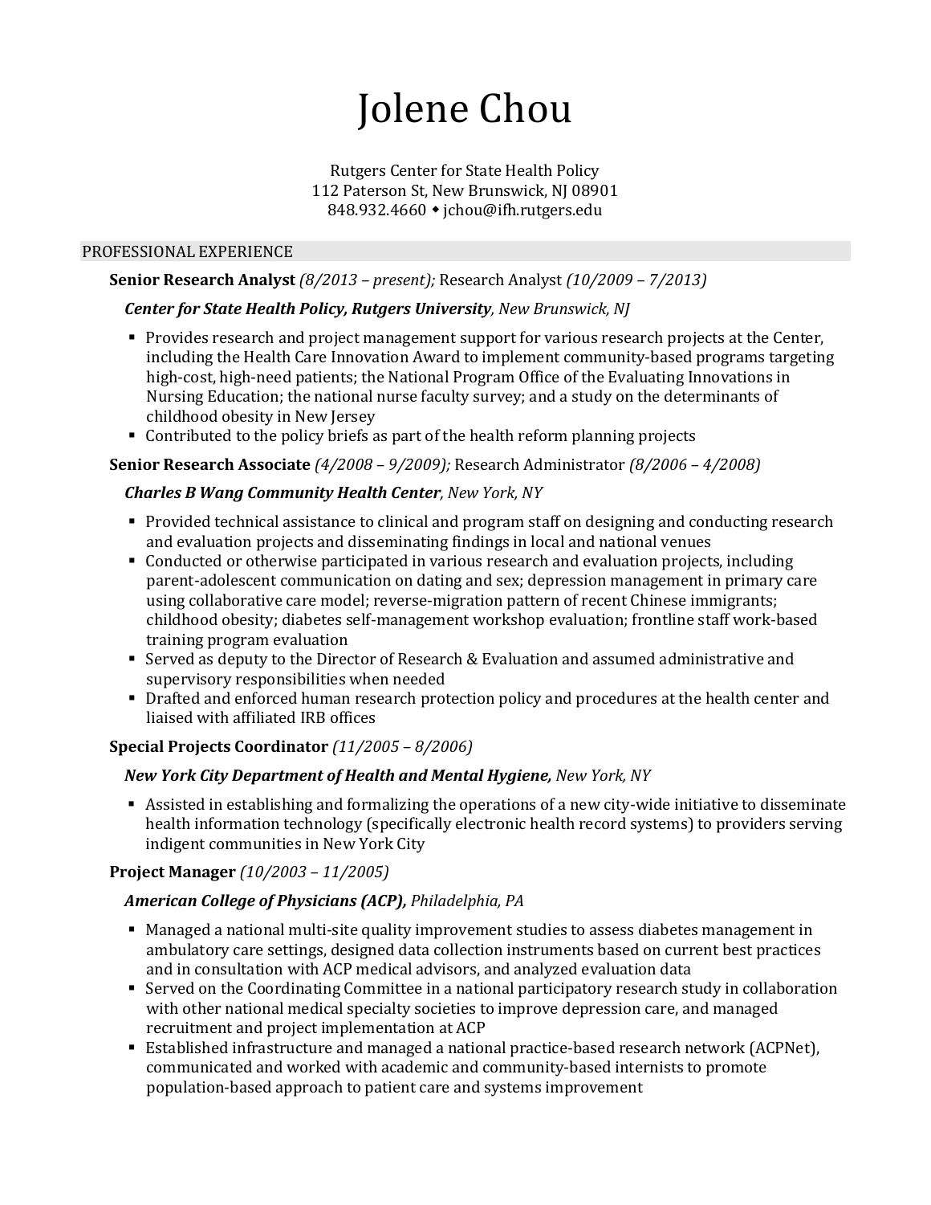# Jolene Chou

Rutgers Center for State Health Policy
112 Paterson St, New Brunswick, NJ 08901
848.932.4660 ◆ jchou@ifh.rutgers.edu

## PROFESSIONAL EXPERIENCE

**Senior Research Analyst** *(8/2013 – present);* Research Analyst *(10/2009 – 7/2013)*

***Center for State Health Policy, Rutgers University****, New Brunswick, NJ*

- Provides research and project management support for various research projects at the Center, including the Health Care Innovation Award to implement community-based programs targeting high-cost, high-need patients; the National Program Office of the Evaluating Innovations in Nursing Education; the national nurse faculty survey; and a study on the determinants of childhood obesity in New Jersey
- Contributed to the policy briefs as part of the health reform planning projects

**Senior Research Associate** *(4/2008 – 9/2009);* Research Administrator *(8/2006 – 4/2008)*

***Charles B Wang Community Health Center****, New York, NY*

- Provided technical assistance to clinical and program staff on designing and conducting research and evaluation projects and disseminating findings in local and national venues
- Conducted or otherwise participated in various research and evaluation projects, including parent-adolescent communication on dating and sex; depression management in primary care using collaborative care model; reverse-migration pattern of recent Chinese immigrants; childhood obesity; diabetes self-management workshop evaluation; frontline staff work-based training program evaluation
- Served as deputy to the Director of Research & Evaluation and assumed administrative and supervisory responsibilities when needed
- Drafted and enforced human research protection policy and procedures at the health center and liaised with affiliated IRB offices

**Special Projects Coordinator** *(11/2005 – 8/2006)*

***New York City Department of Health and Mental Hygiene,*** *New York, NY*

- Assisted in establishing and formalizing the operations of a new city-wide initiative to disseminate health information technology (specifically electronic health record systems) to providers serving indigent communities in New York City

**Project Manager** *(10/2003 – 11/2005)*

***American College of Physicians (ACP),*** *Philadelphia, PA*

- Managed a national multi-site quality improvement studies to assess diabetes management in ambulatory care settings, designed data collection instruments based on current best practices and in consultation with ACP medical advisors, and analyzed evaluation data
- Served on the Coordinating Committee in a national participatory research study in collaboration with other national medical specialty societies to improve depression care, and managed recruitment and project implementation at ACP
- Established infrastructure and managed a national practice-based research network (ACPNet), communicated and worked with academic and community-based internists to promote population-based approach to patient care and systems improvement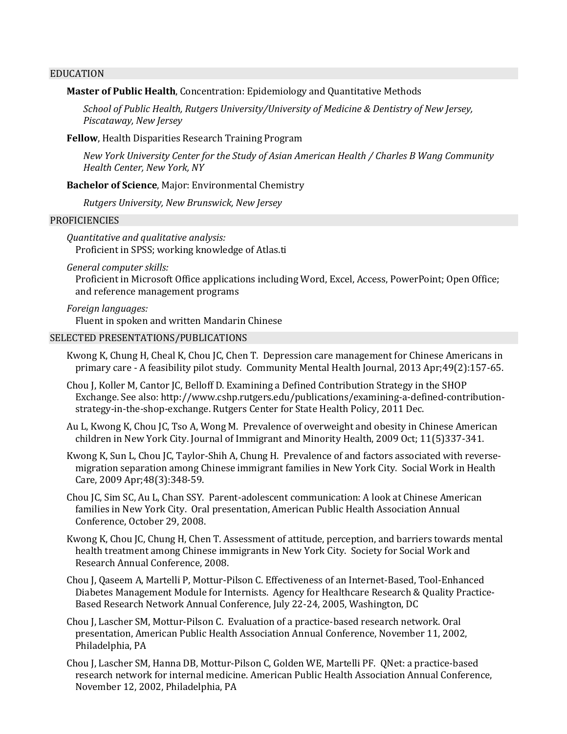## EDUCATION

**Master of Public Health**, Concentration: Epidemiology and Quantitative Methods

*School of Public Health, Rutgers University/University of Medicine & Dentistry of New Jersey, Piscataway, New Jersey*

**Fellow**, Health Disparities Research Training Program

*New York University Center for the Study of Asian American Health / Charles B Wang Community Health Center, New York, NY*

**Bachelor of Science**, Major: Environmental Chemistry

*Rutgers University, New Brunswick, New Jersey*

## PROFICIENCIES

*Quantitative and qualitative analysis:*
Proficient in SPSS; working knowledge of Atlas.ti

*General computer skills:*
Proficient in Microsoft Office applications including Word, Excel, Access, PowerPoint; Open Office; and reference management programs

*Foreign languages:*
Fluent in spoken and written Mandarin Chinese

## SELECTED PRESENTATIONS/PUBLICATIONS

Kwong K, Chung H, Cheal K, Chou JC, Chen T. Depression care management for Chinese Americans in primary care - A feasibility pilot study. Community Mental Health Journal, 2013 Apr;49(2):157-65.

Chou J, Koller M, Cantor JC, Belloff D. Examining a Defined Contribution Strategy in the SHOP Exchange. See also: http://www.cshp.rutgers.edu/publications/examining-a-defined-contribution-strategy-in-the-shop-exchange. Rutgers Center for State Health Policy, 2011 Dec.

Au L, Kwong K, Chou JC, Tso A, Wong M. Prevalence of overweight and obesity in Chinese American children in New York City. Journal of Immigrant and Minority Health, 2009 Oct; 11(5)337-341.

Kwong K, Sun L, Chou JC, Taylor-Shih A, Chung H. Prevalence of and factors associated with reverse-migration separation among Chinese immigrant families in New York City. Social Work in Health Care, 2009 Apr;48(3):348-59.

Chou JC, Sim SC, Au L, Chan SSY. Parent-adolescent communication: A look at Chinese American families in New York City. Oral presentation, American Public Health Association Annual Conference, October 29, 2008.

Kwong K, Chou JC, Chung H, Chen T. Assessment of attitude, perception, and barriers towards mental health treatment among Chinese immigrants in New York City. Society for Social Work and Research Annual Conference, 2008.

Chou J, Qaseem A, Martelli P, Mottur-Pilson C. Effectiveness of an Internet-Based, Tool-Enhanced Diabetes Management Module for Internists. Agency for Healthcare Research & Quality Practice-Based Research Network Annual Conference, July 22-24, 2005, Washington, DC

Chou J, Lascher SM, Mottur-Pilson C. Evaluation of a practice-based research network. Oral presentation, American Public Health Association Annual Conference, November 11, 2002, Philadelphia, PA

Chou J, Lascher SM, Hanna DB, Mottur-Pilson C, Golden WE, Martelli PF. QNet: a practice-based research network for internal medicine. American Public Health Association Annual Conference, November 12, 2002, Philadelphia, PA